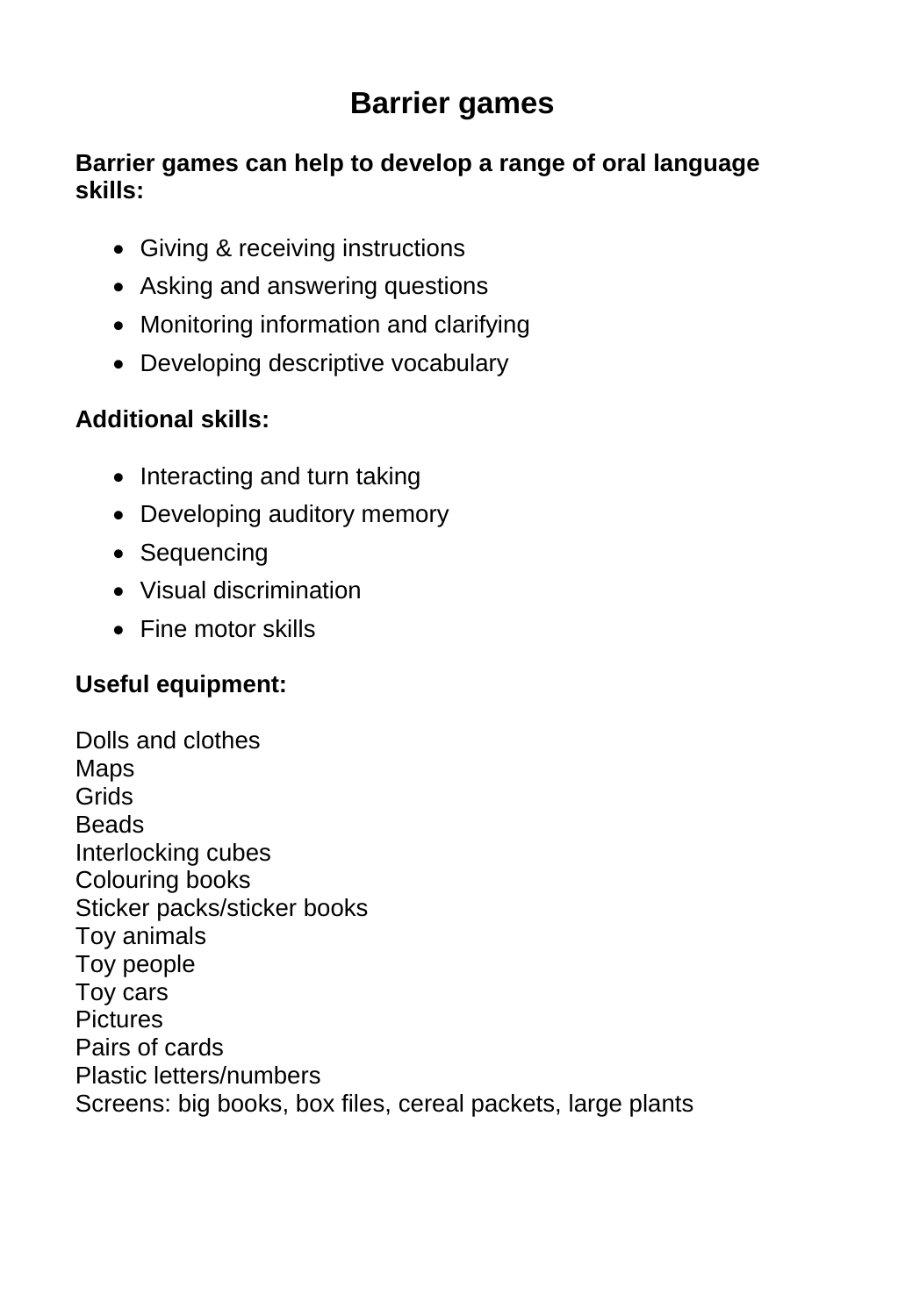# Barrier games

**Barrier games can help to develop a range of oral language skills:**

- Giving & receiving instructions
- Asking and answering questions
- Monitoring information and clarifying
- Developing descriptive vocabulary

**Additional skills:**

- Interacting and turn taking
- Developing auditory memory
- Sequencing
- Visual discrimination
- Fine motor skills

**Useful equipment:**

Dolls and clothes
Maps
Grids
Beads
Interlocking cubes
Colouring books
Sticker packs/sticker books
Toy animals
Toy people
Toy cars
Pictures
Pairs of cards
Plastic letters/numbers
Screens: big books, box files, cereal packets, large plants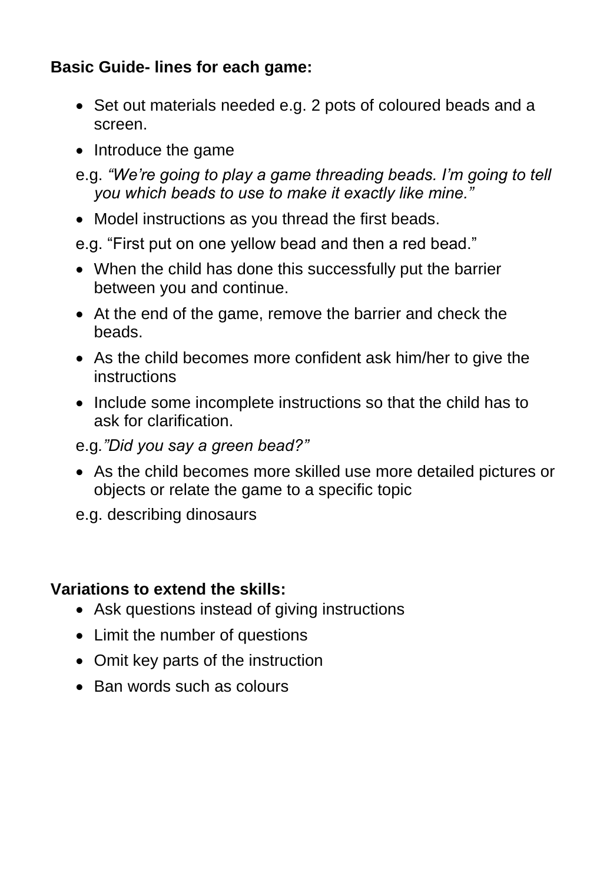**Basic Guide- lines for each game:**

- Set out materials needed e.g. 2 pots of coloured beads and a screen.
- Introduce the game

e.g. *“We’re going to play a game threading beads. I’m going to tell you which beads to use to make it exactly like mine.”*

- Model instructions as you thread the first beads.

e.g. “First put on one yellow bead and then a red bead.”

- When the child has done this successfully put the barrier between you and continue.
- At the end of the game, remove the barrier and check the beads.
- As the child becomes more confident ask him/her to give the instructions
- Include some incomplete instructions so that the child has to ask for clarification.

e.g*.”Did you say a green bead?”*

- As the child becomes more skilled use more detailed pictures or objects or relate the game to a specific topic

e.g. describing dinosaurs

**Variations to extend the skills:**

- Ask questions instead of giving instructions
- Limit the number of questions
- Omit key parts of the instruction
- Ban words such as colours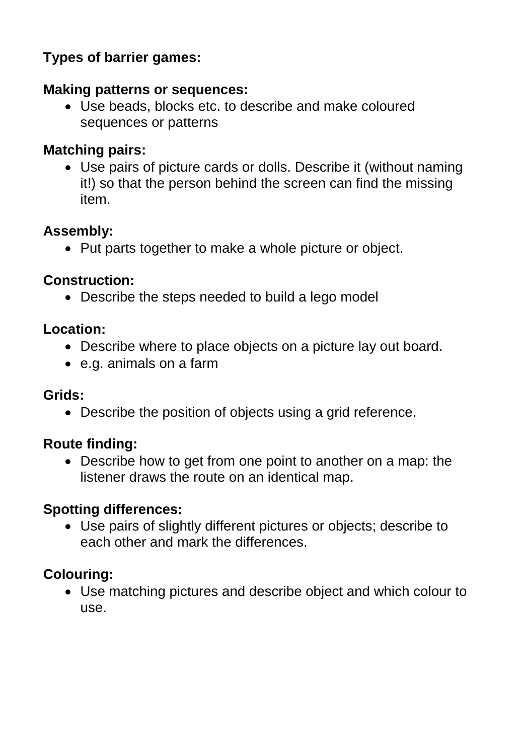**Types of barrier games:**

**Making patterns or sequences:**

- Use beads, blocks etc. to describe and make coloured sequences or patterns

**Matching pairs:**

- Use pairs of picture cards or dolls. Describe it (without naming it!) so that the person behind the screen can find the missing item.

**Assembly:**

- Put parts together to make a whole picture or object.

**Construction:**

- Describe the steps needed to build a lego model

**Location:**

- Describe where to place objects on a picture lay out board.
- e.g. animals on a farm

**Grids:**

- Describe the position of objects using a grid reference.

**Route finding:**

- Describe how to get from one point to another on a map: the listener draws the route on an identical map.

**Spotting differences:**

- Use pairs of slightly different pictures or objects; describe to each other and mark the differences.

**Colouring:**

- Use matching pictures and describe object and which colour to use.